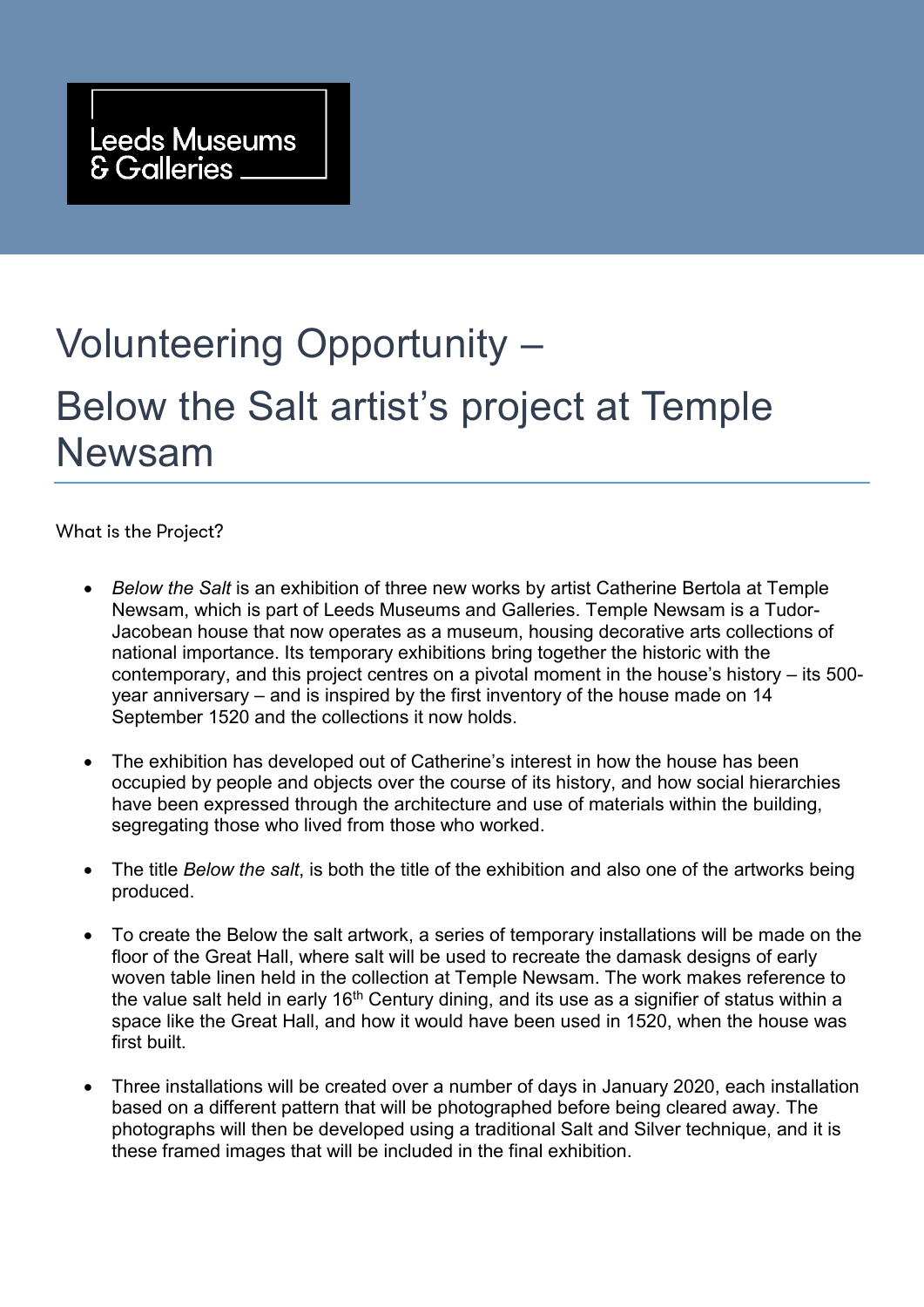Leeds Museums & Galleries

# Volunteering Opportunity – Below the Salt artist's project at Temple Newsam

What is the Project?

- *Below the Salt* is an exhibition of three new works by artist Catherine Bertola at Temple Newsam, which is part of Leeds Museums and Galleries. Temple Newsam is a Tudor-Jacobean house that now operates as a museum, housing decorative arts collections of national importance. Its temporary exhibitions bring together the historic with the contemporary, and this project centres on a pivotal moment in the house's history – its 500-year anniversary – and is inspired by the first inventory of the house made on 14 September 1520 and the collections it now holds.

- The exhibition has developed out of Catherine's interest in how the house has been occupied by people and objects over the course of its history, and how social hierarchies have been expressed through the architecture and use of materials within the building, segregating those who lived from those who worked.

- The title *Below the salt*, is both the title of the exhibition and also one of the artworks being produced.

- To create the Below the salt artwork, a series of temporary installations will be made on the floor of the Great Hall, where salt will be used to recreate the damask designs of early woven table linen held in the collection at Temple Newsam. The work makes reference to the value salt held in early 16th Century dining, and its use as a signifier of status within a space like the Great Hall, and how it would have been used in 1520, when the house was first built.

- Three installations will be created over a number of days in January 2020, each installation based on a different pattern that will be photographed before being cleared away. The photographs will then be developed using a traditional Salt and Silver technique, and it is these framed images that will be included in the final exhibition.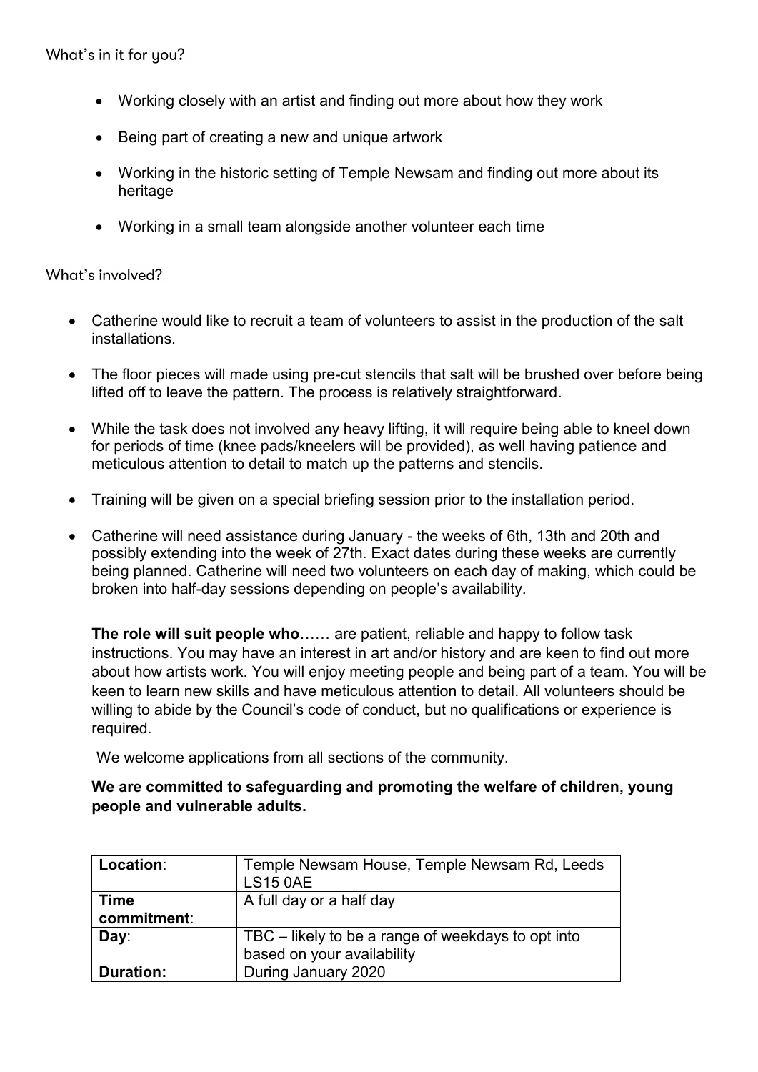## What's in it for you?

- Working closely with an artist and finding out more about how they work
- Being part of creating a new and unique artwork
- Working in the historic setting of Temple Newsam and finding out more about its heritage
- Working in a small team alongside another volunteer each time

## What's involved?

- Catherine would like to recruit a team of volunteers to assist in the production of the salt installations.
- The floor pieces will made using pre-cut stencils that salt will be brushed over before being lifted off to leave the pattern. The process is relatively straightforward.
- While the task does not involved any heavy lifting, it will require being able to kneel down for periods of time (knee pads/kneelers will be provided), as well having patience and meticulous attention to detail to match up the patterns and stencils.
- Training will be given on a special briefing session prior to the installation period.
- Catherine will need assistance during January - the weeks of 6th, 13th and 20th and possibly extending into the week of 27th. Exact dates during these weeks are currently being planned. Catherine will need two volunteers on each day of making, which could be broken into half-day sessions depending on people's availability.

**The role will suit people who**…… are patient, reliable and happy to follow task instructions. You may have an interest in art and/or history and are keen to find out more about how artists work. You will enjoy meeting people and being part of a team. You will be keen to learn new skills and have meticulous attention to detail. All volunteers should be willing to abide by the Council's code of conduct, but no qualifications or experience is required.

We welcome applications from all sections of the community.

**We are committed to safeguarding and promoting the welfare of children, young people and vulnerable adults.**

| **Location**: | Temple Newsam House, Temple Newsam Rd, Leeds LS15 0AE |
|---|---|
| **Time commitment**: | A full day or a half day |
| **Day**: | TBC – likely to be a range of weekdays to opt into based on your availability |
| **Duration:** | During January 2020 |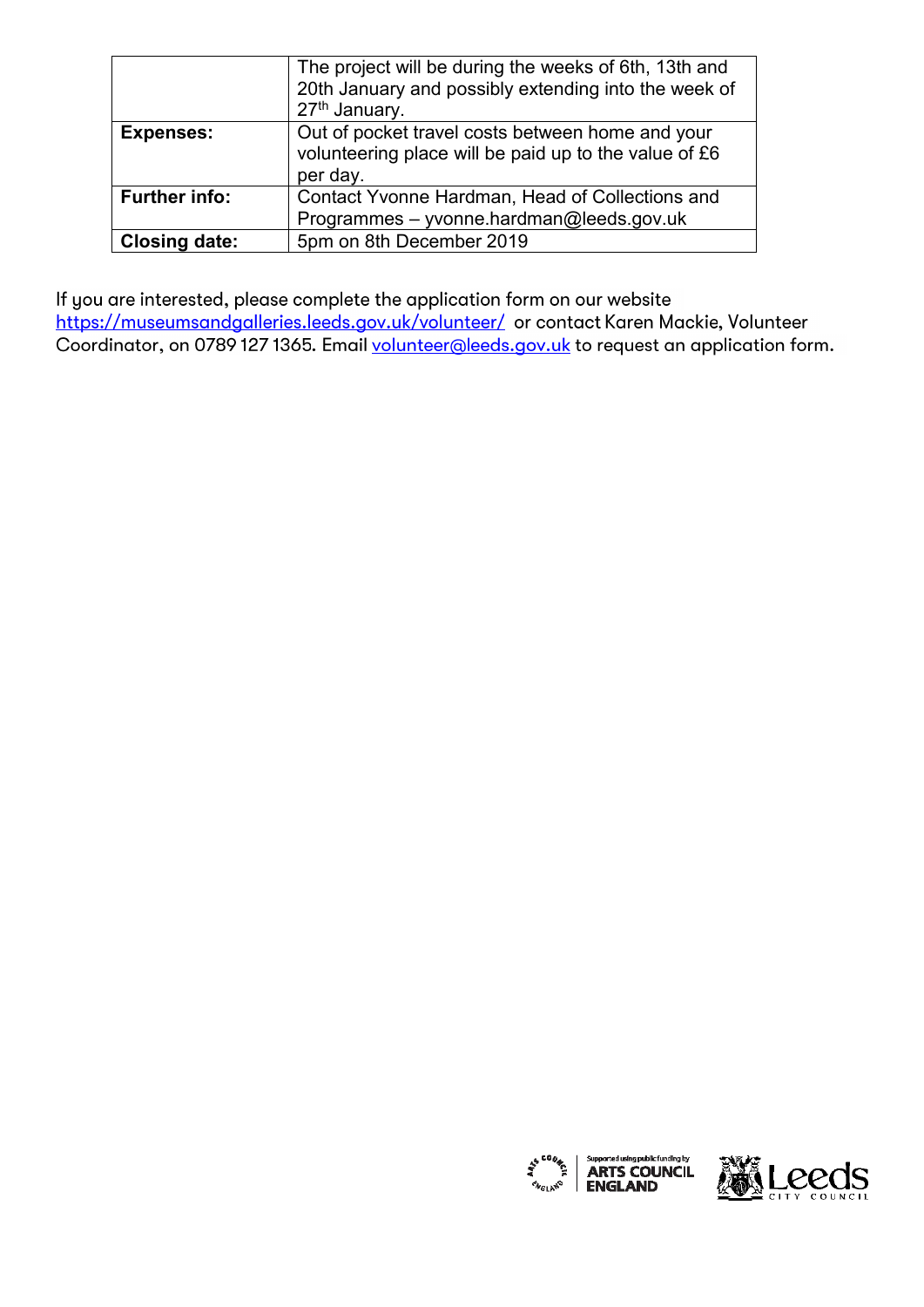| | |
|---|---|
| | The project will be during the weeks of 6th, 13th and 20th January and possibly extending into the week of 27th January. |
| **Expenses:** | Out of pocket travel costs between home and your volunteering place will be paid up to the value of £6 per day. |
| **Further info:** | Contact Yvonne Hardman, Head of Collections and Programmes – yvonne.hardman@leeds.gov.uk |
| **Closing date:** | 5pm on 8th December 2019 |

If you are interested, please complete the application form on our website https://museumsandgalleries.leeds.gov.uk/volunteer/ or contact Karen Mackie, Volunteer Coordinator, on 0789 127 1365. Email volunteer@leeds.gov.uk to request an application form.

Supported using public funding by ARTS COUNCIL ENGLAND

Leeds CITY COUNCIL